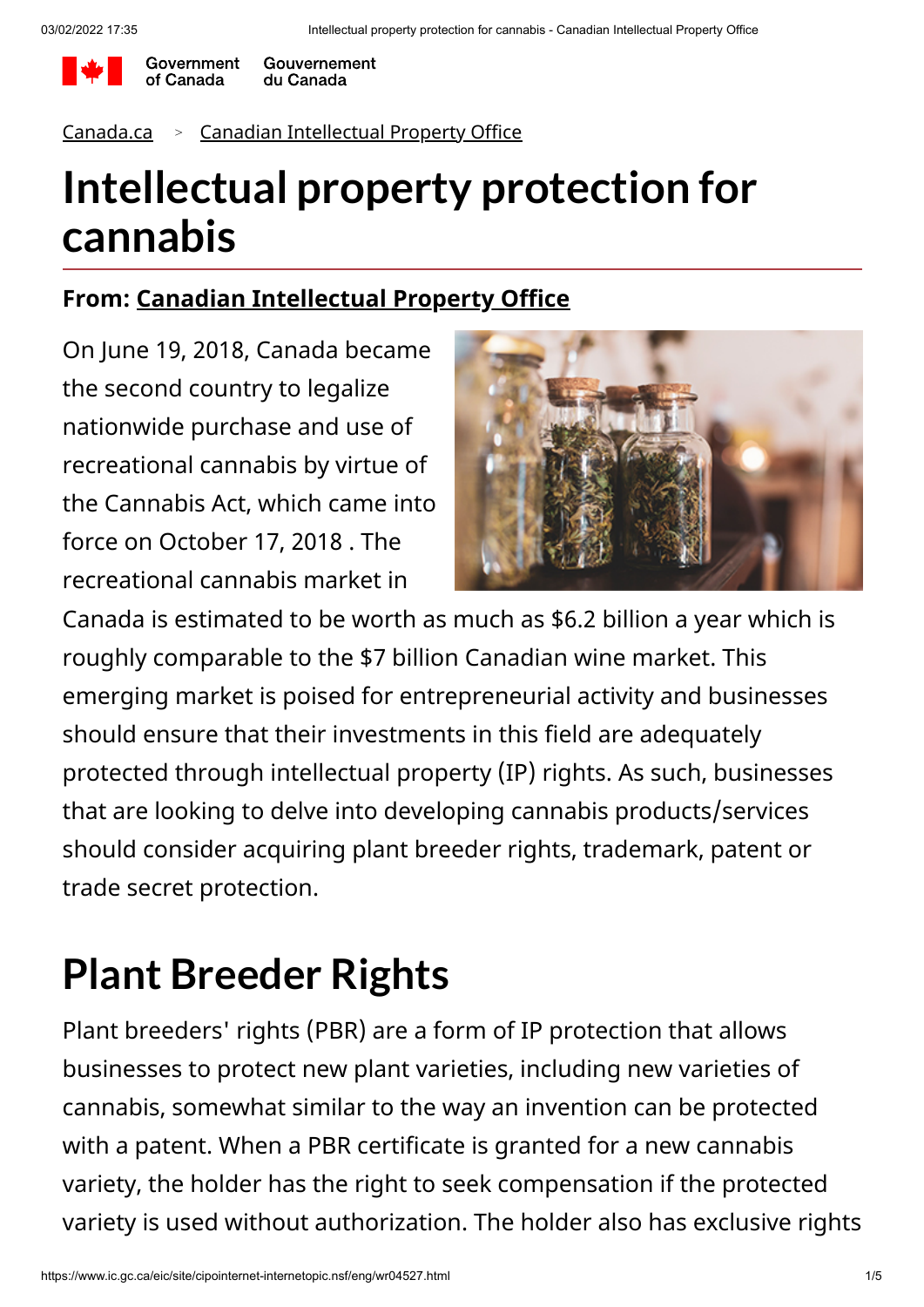Canada.ca > Canadian Intellectual Property Office

# Intellectual property protection for cannabis

**From: Canadian Intellectual Property Office**

On June 19, 2018, Canada became the second country to legalize nationwide purchase and use of recreational cannabis by virtue of the Cannabis Act, which came into force on October 17, 2018 . The recreational cannabis market in Canada is estimated to be worth as much as $6.2 billion a year which is roughly comparable to the $7 billion Canadian wine market. This emerging market is poised for entrepreneurial activity and businesses should ensure that their investments in this field are adequately protected through intellectual property (IP) rights. As such, businesses that are looking to delve into developing cannabis products/services should consider acquiring plant breeder rights, trademark, patent or trade secret protection.

## Plant Breeder Rights

Plant breeders' rights (PBR) are a form of IP protection that allows businesses to protect new plant varieties, including new varieties of cannabis, somewhat similar to the way an invention can be protected with a patent. When a PBR certificate is granted for a new cannabis variety, the holder has the right to seek compensation if the protected variety is used without authorization. The holder also has exclusive rights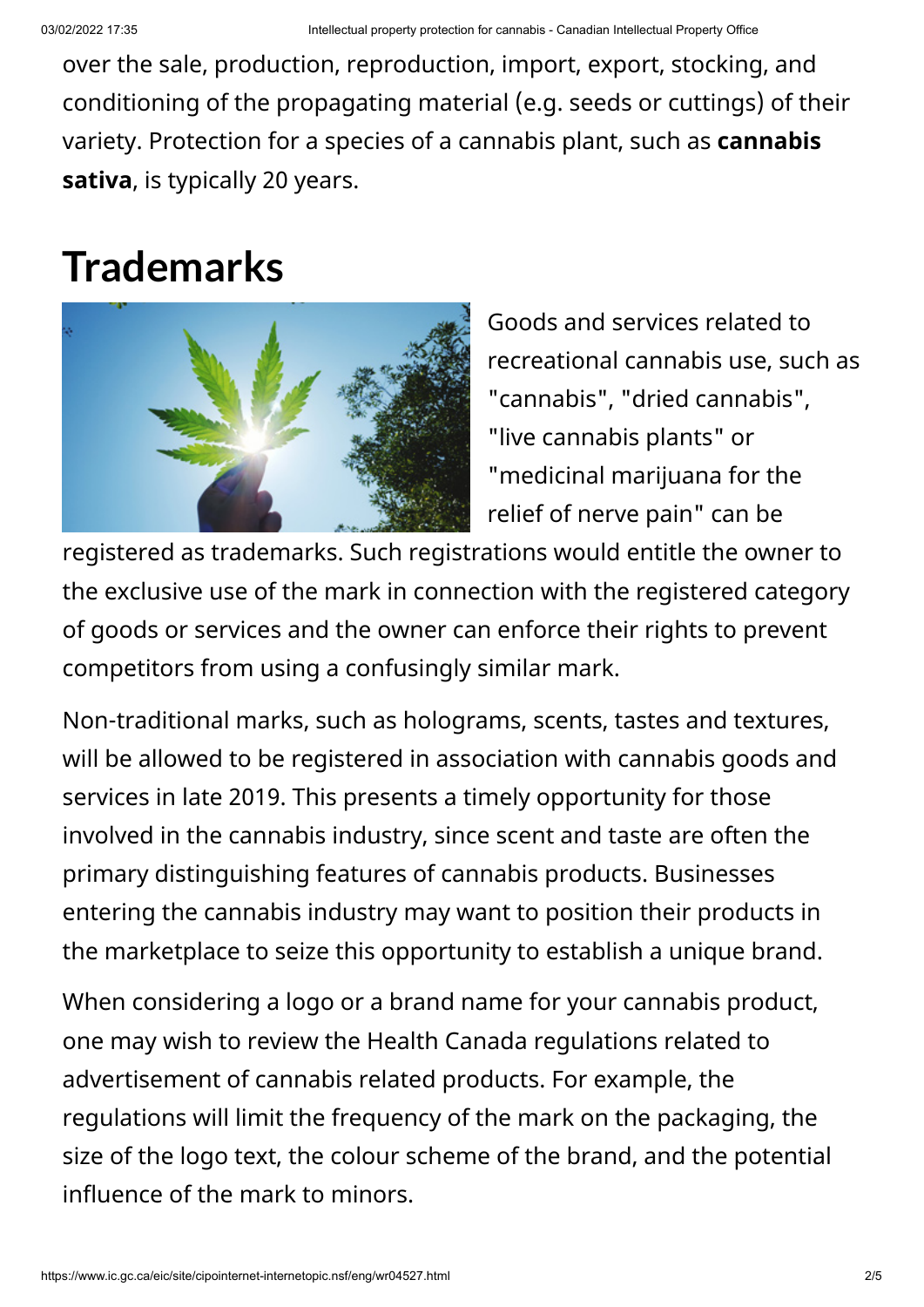over the sale, production, reproduction, import, export, stocking, and conditioning of the propagating material (e.g. seeds or cuttings) of their variety. Protection for a species of a cannabis plant, such as **cannabis sativa**, is typically 20 years.

# Trademarks

Goods and services related to recreational cannabis use, such as "cannabis", "dried cannabis", "live cannabis plants" or "medicinal marijuana for the relief of nerve pain" can be registered as trademarks. Such registrations would entitle the owner to the exclusive use of the mark in connection with the registered category of goods or services and the owner can enforce their rights to prevent competitors from using a confusingly similar mark.

Non-traditional marks, such as holograms, scents, tastes and textures, will be allowed to be registered in association with cannabis goods and services in late 2019. This presents a timely opportunity for those involved in the cannabis industry, since scent and taste are often the primary distinguishing features of cannabis products. Businesses entering the cannabis industry may want to position their products in the marketplace to seize this opportunity to establish a unique brand.

When considering a logo or a brand name for your cannabis product, one may wish to review the Health Canada regulations related to advertisement of cannabis related products. For example, the regulations will limit the frequency of the mark on the packaging, the size of the logo text, the colour scheme of the brand, and the potential influence of the mark to minors.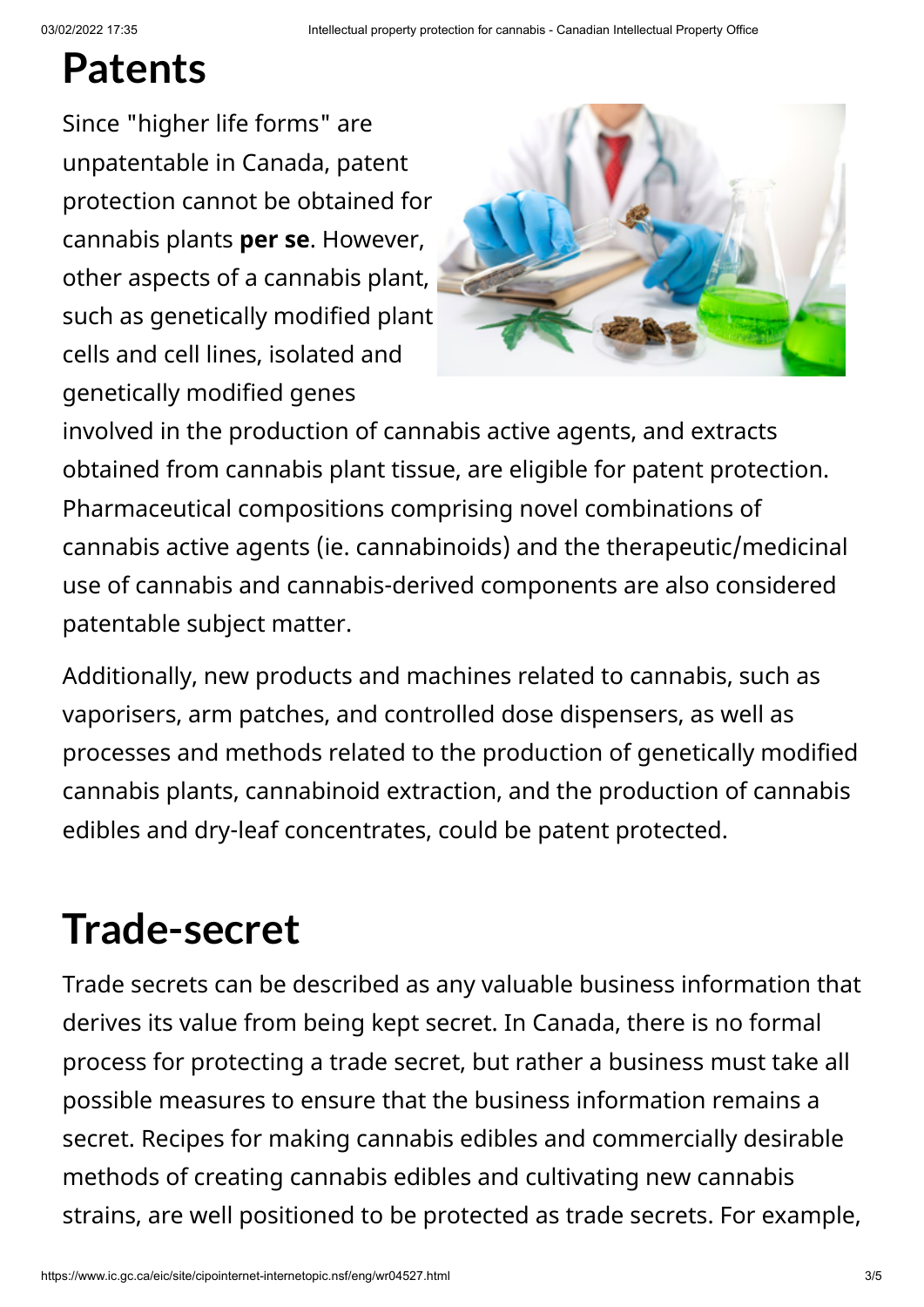# Patents

Since "higher life forms" are unpatentable in Canada, patent protection cannot be obtained for cannabis plants **per se**. However, other aspects of a cannabis plant, such as genetically modified plant cells and cell lines, isolated and genetically modified genes involved in the production of cannabis active agents, and extracts obtained from cannabis plant tissue, are eligible for patent protection. Pharmaceutical compositions comprising novel combinations of cannabis active agents (ie. cannabinoids) and the therapeutic/medicinal use of cannabis and cannabis-derived components are also considered patentable subject matter.

Additionally, new products and machines related to cannabis, such as vaporisers, arm patches, and controlled dose dispensers, as well as processes and methods related to the production of genetically modified cannabis plants, cannabinoid extraction, and the production of cannabis edibles and dry-leaf concentrates, could be patent protected.

# Trade-secret

Trade secrets can be described as any valuable business information that derives its value from being kept secret. In Canada, there is no formal process for protecting a trade secret, but rather a business must take all possible measures to ensure that the business information remains a secret. Recipes for making cannabis edibles and commercially desirable methods of creating cannabis edibles and cultivating new cannabis strains, are well positioned to be protected as trade secrets. For example,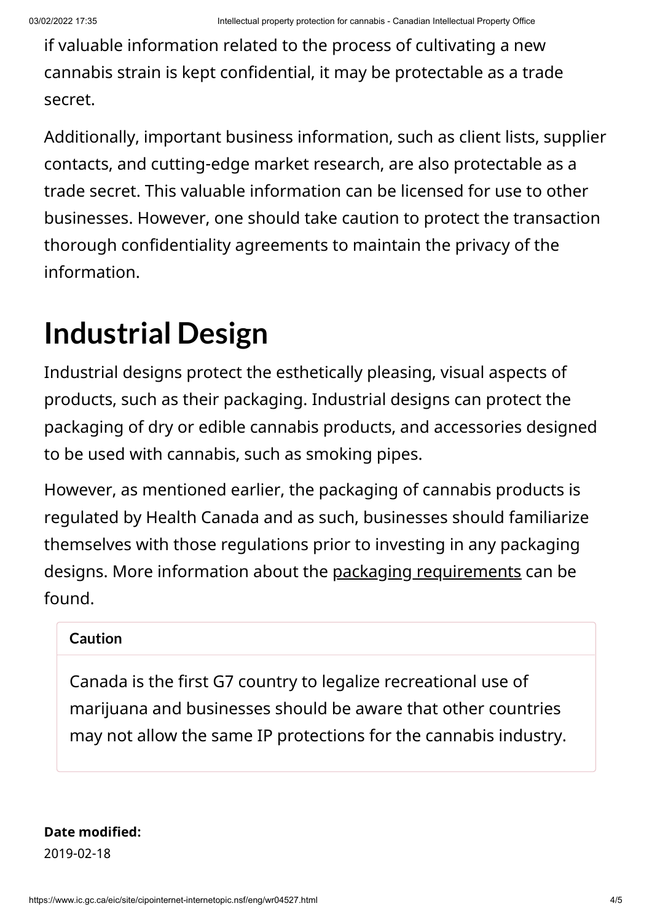if valuable information related to the process of cultivating a new cannabis strain is kept confidential, it may be protectable as a trade secret.

Additionally, important business information, such as client lists, supplier contacts, and cutting-edge market research, are also protectable as a trade secret. This valuable information can be licensed for use to other businesses. However, one should take caution to protect the transaction thorough confidentiality agreements to maintain the privacy of the information.

# Industrial Design

Industrial designs protect the esthetically pleasing, visual aspects of products, such as their packaging. Industrial designs can protect the packaging of dry or edible cannabis products, and accessories designed to be used with cannabis, such as smoking pipes.

However, as mentioned earlier, the packaging of cannabis products is regulated by Health Canada and as such, businesses should familiarize themselves with those regulations prior to investing in any packaging designs. More information about the packaging requirements can be found.

**Caution**

Canada is the first G7 country to legalize recreational use of marijuana and businesses should be aware that other countries may not allow the same IP protections for the cannabis industry.

**Date modified:**

2019-02-18